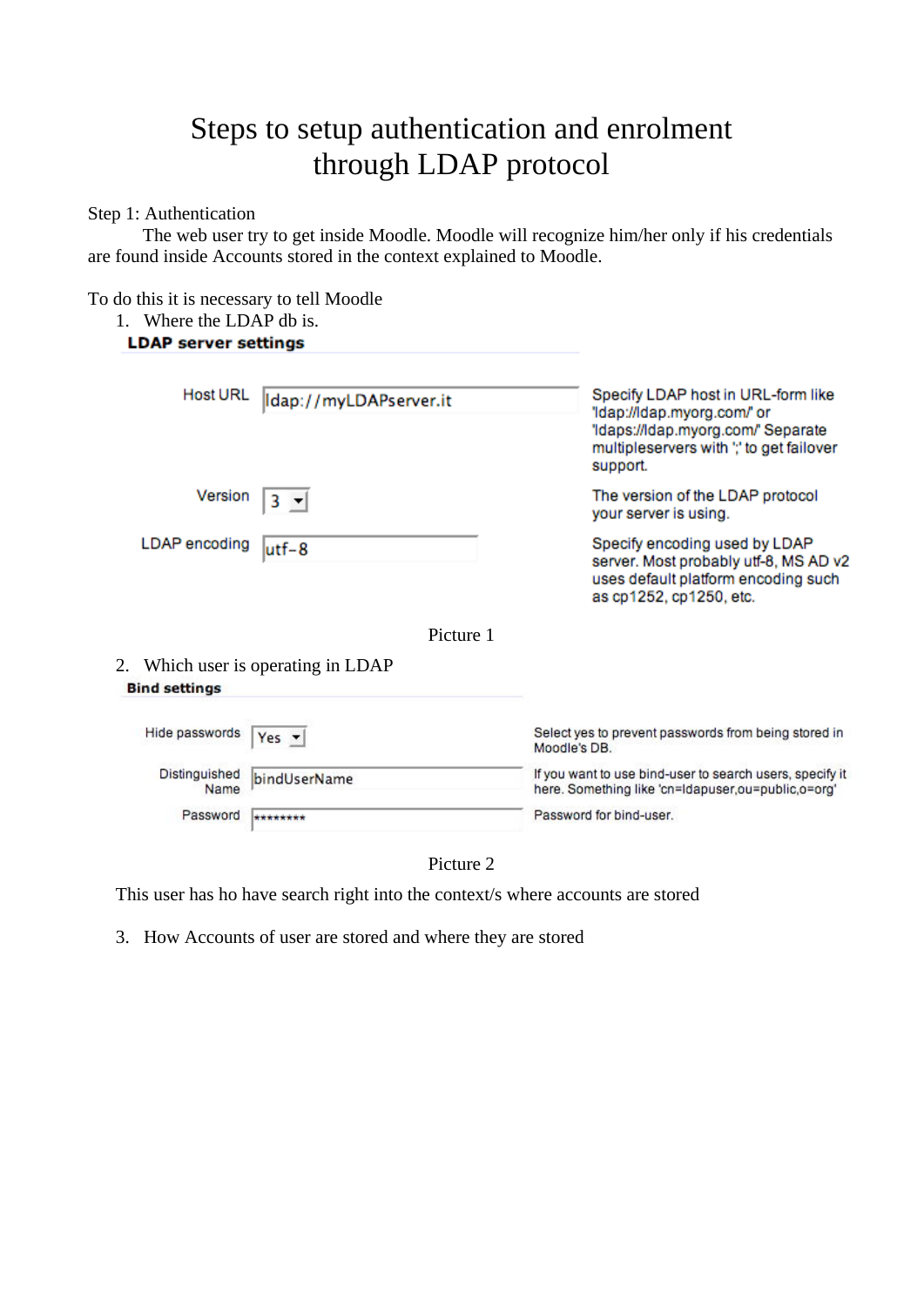# Steps to setup authentication and enrolment through LDAP protocol

Step 1: Authentication

The web user try to get inside Moodle. Moodle will recognize him/her only if his credentials are found inside Accounts stored in the context explained to Moodle.

To do this it is necessary to tell Moodle

1. Where the LDAP db is.

**LDAP server settings**

| | | |
|---|---|---|
| Host URL | ldap://myLDAPserver.it | Specify LDAP host in URL-form like 'ldap://ldap.myorg.com/' or 'ldaps://ldap.myorg.com/' Separate multipleservers with ';' to get failover support. |
| Version | 3 | The version of the LDAP protocol your server is using. |
| LDAP encoding | utf-8 | Specify encoding used by LDAP server. Most probably utf-8, MS AD v2 uses default platform encoding such as cp1252, cp1250, etc. |

Picture 1

2. Which user is operating in LDAP

**Bind settings**

| | | |
|---|---|---|
| Hide passwords | Yes | Select yes to prevent passwords from being stored in Moodle's DB. |
| Distinguished Name | bindUserName | If you want to use bind-user to search users, specify it here. Something like 'cn=ldapuser,ou=public,o=org' |
| Password | ******** | Password for bind-user. |

Picture 2

This user has ho have search right into the context/s where accounts are stored

3. How Accounts of user are stored and where they are stored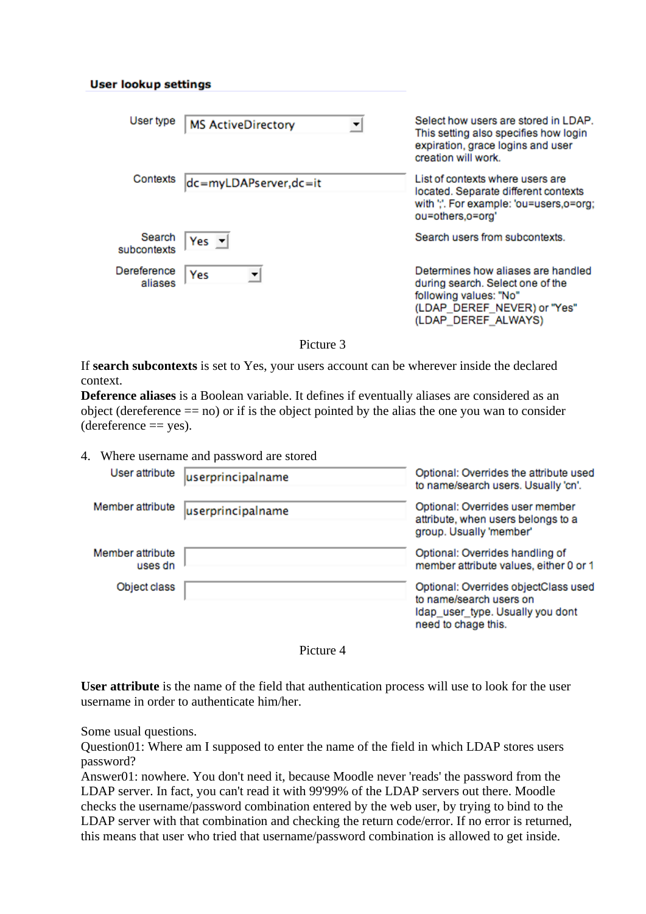**User lookup settings**

| | | |
|---|---|---|
| User type | MS ActiveDirectory | Select how users are stored in LDAP. This setting also specifies how login expiration, grace logins and user creation will work. |
| Contexts | dc=myLDAPserver,dc=it | List of contexts where users are located. Separate different contexts with ';'. For example: 'ou=users,o=org; ou=others,o=org' |
| Search subcontexts | Yes | Search users from subcontexts. |
| Dereference aliases | Yes | Determines how aliases are handled during search. Select one of the following values: "No" (LDAP_DEREF_NEVER) or "Yes" (LDAP_DEREF_ALWAYS) |

Picture 3

If **search subcontexts** is set to Yes, your users account can be wherever inside the declared context.
**Deference aliases** is a Boolean variable. It defines if eventually aliases are considered as an object (dereference == no) or if is the object pointed by the alias the one you wan to consider (dereference == yes).

4. Where username and password are stored

| | | |
|---|---|---|
| User attribute | userprincipalname | Optional: Overrides the attribute used to name/search users. Usually 'cn'. |
| Member attribute | userprincipalname | Optional: Overrides user member attribute, when users belongs to a group. Usually 'member' |
| Member attribute uses dn | | Optional: Overrides handling of member attribute values, either 0 or 1 |
| Object class | | Optional: Overrides objectClass used to name/search users on ldap_user_type. Usually you dont need to chage this. |

Picture 4

**User attribute** is the name of the field that authentication process will use to look for the user username in order to authenticate him/her.

Some usual questions.
Question01: Where am I supposed to enter the name of the field in which LDAP stores users password?
Answer01: nowhere. You don't need it, because Moodle never 'reads' the password from the LDAP server. In fact, you can't read it with 99'99% of the LDAP servers out there. Moodle checks the username/password combination entered by the web user, by trying to bind to the LDAP server with that combination and checking the return code/error. If no error is returned, this means that user who tried that username/password combination is allowed to get inside.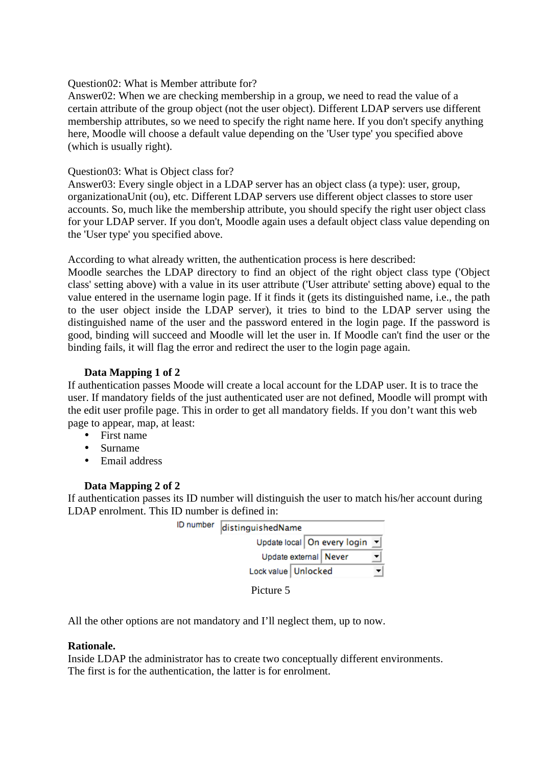Question02: What is Member attribute for?
Answer02: When we are checking membership in a group, we need to read the value of a certain attribute of the group object (not the user object). Different LDAP servers use different membership attributes, so we need to specify the right name here. If you don't specify anything here, Moodle will choose a default value depending on the 'User type' you specified above (which is usually right).

Question03: What is Object class for?
Answer03: Every single object in a LDAP server has an object class (a type): user, group, organizationaUnit (ou), etc. Different LDAP servers use different object classes to store user accounts. So, much like the membership attribute, you should specify the right user object class for your LDAP server. If you don't, Moodle again uses a default object class value depending on the 'User type' you specified above.

According to what already written, the authentication process is here described:
Moodle searches the LDAP directory to find an object of the right object class type ('Object class' setting above) with a value in its user attribute ('User attribute' setting above) equal to the value entered in the username login page. If it finds it (gets its distinguished name, i.e., the path to the user object inside the LDAP server), it tries to bind to the LDAP server using the distinguished name of the user and the password entered in the login page. If the password is good, binding will succeed and Moodle will let the user in. If Moodle can't find the user or the binding fails, it will flag the error and redirect the user to the login page again.

**Data Mapping 1 of 2**

If authentication passes Moode will create a local account for the LDAP user. It is to trace the user. If mandatory fields of the just authenticated user are not defined, Moodle will prompt with the edit user profile page. This in order to get all mandatory fields. If you don't want this web page to appear, map, at least:

- First name
- Surname
- Email address

**Data Mapping 2 of 2**

If authentication passes its ID number will distinguish the user to match his/her account during LDAP enrolment. This ID number is defined in:

| ID number | distinguishedName |
|---|---|
| Update local | On every login |
| Update external | Never |
| Lock value | Unlocked |

Picture 5

All the other options are not mandatory and I'll neglect them, up to now.

**Rationale.**

Inside LDAP the administrator has to create two conceptually different environments.
The first is for the authentication, the latter is for enrolment.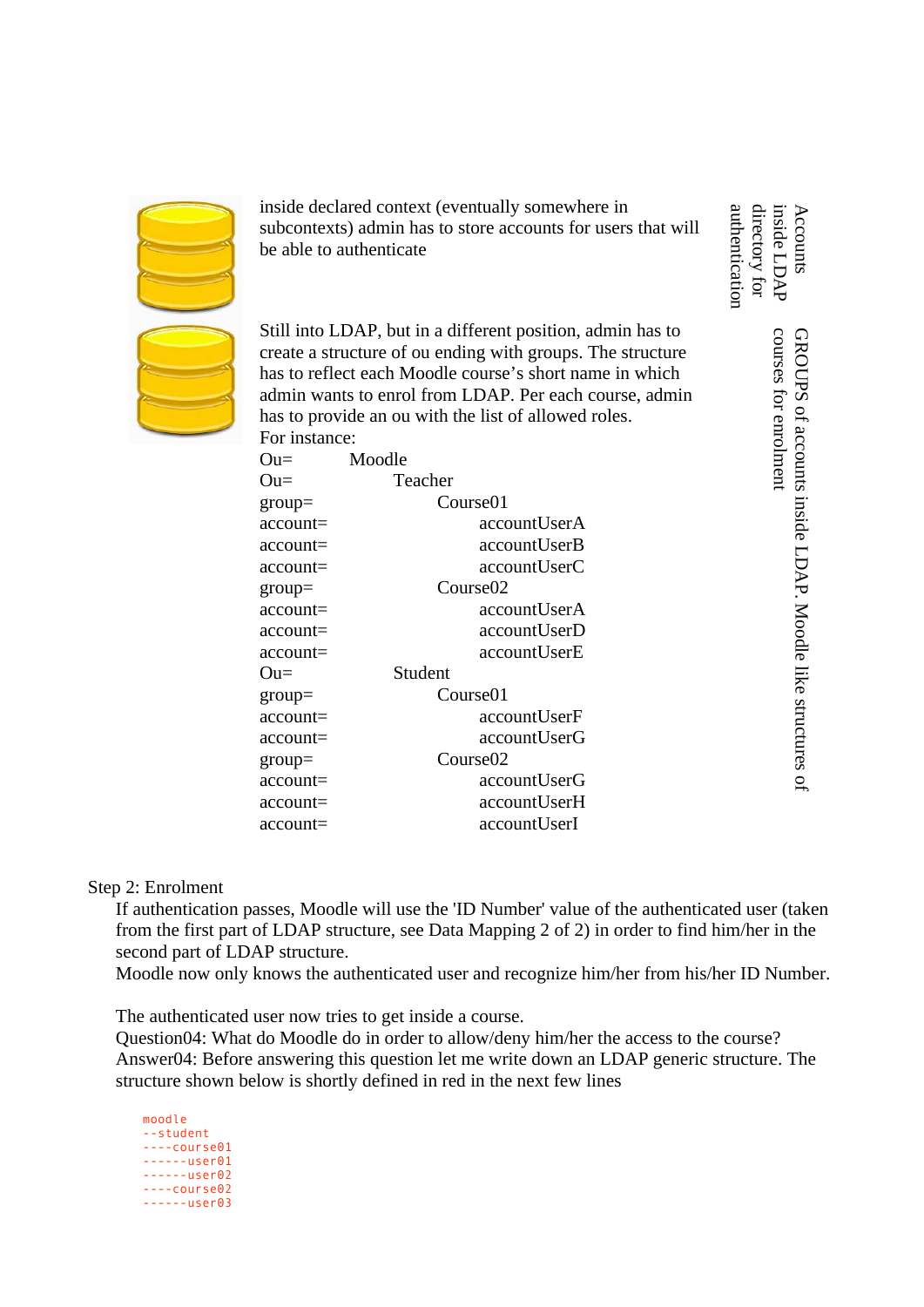| | | |
|---|---|---|
| | inside declared context (eventually somewhere in subcontexts) admin has to store accounts for users that will be able to authenticate | Accounts inside LDAP directory for authentication |
| | Still into LDAP, but in a different position, admin has to create a structure of ou ending with groups. The structure has to reflect each Moodle course's short name in which admin wants to enrol from LDAP. Per each course, admin has to provide an ou with the list of allowed roles.<br>For instance:<br>Ou= Moodle<br>Ou= Teacher<br>group= Course01<br>account= accountUserA<br>account= accountUserB<br>account= accountUserC<br>group= Course02<br>account= accountUserA<br>account= accountUserD<br>account= accountUserE<br>Ou= Student<br>group= Course01<br>account= accountUserF<br>account= accountUserG<br>group= Course02<br>account= accountUserG<br>account= accountUserH<br>account= accountUserI | GROUPS of accounts inside LDAP. Moodle like structures of courses for enrolment |

Step 2: Enrolment

If authentication passes, Moodle will use the 'ID Number' value of the authenticated user (taken from the first part of LDAP structure, see Data Mapping 2 of 2) in order to find him/her in the second part of LDAP structure.
Moodle now only knows the authenticated user and recognize him/her from his/her ID Number.

The authenticated user now tries to get inside a course.
Question04: What do Moodle do in order to allow/deny him/her the access to the course?
Answer04: Before answering this question let me write down an LDAP generic structure. The structure shown below is shortly defined in red in the next few lines

```
moodle
--student
----course01
------user01
------user02
----course02
------user03
```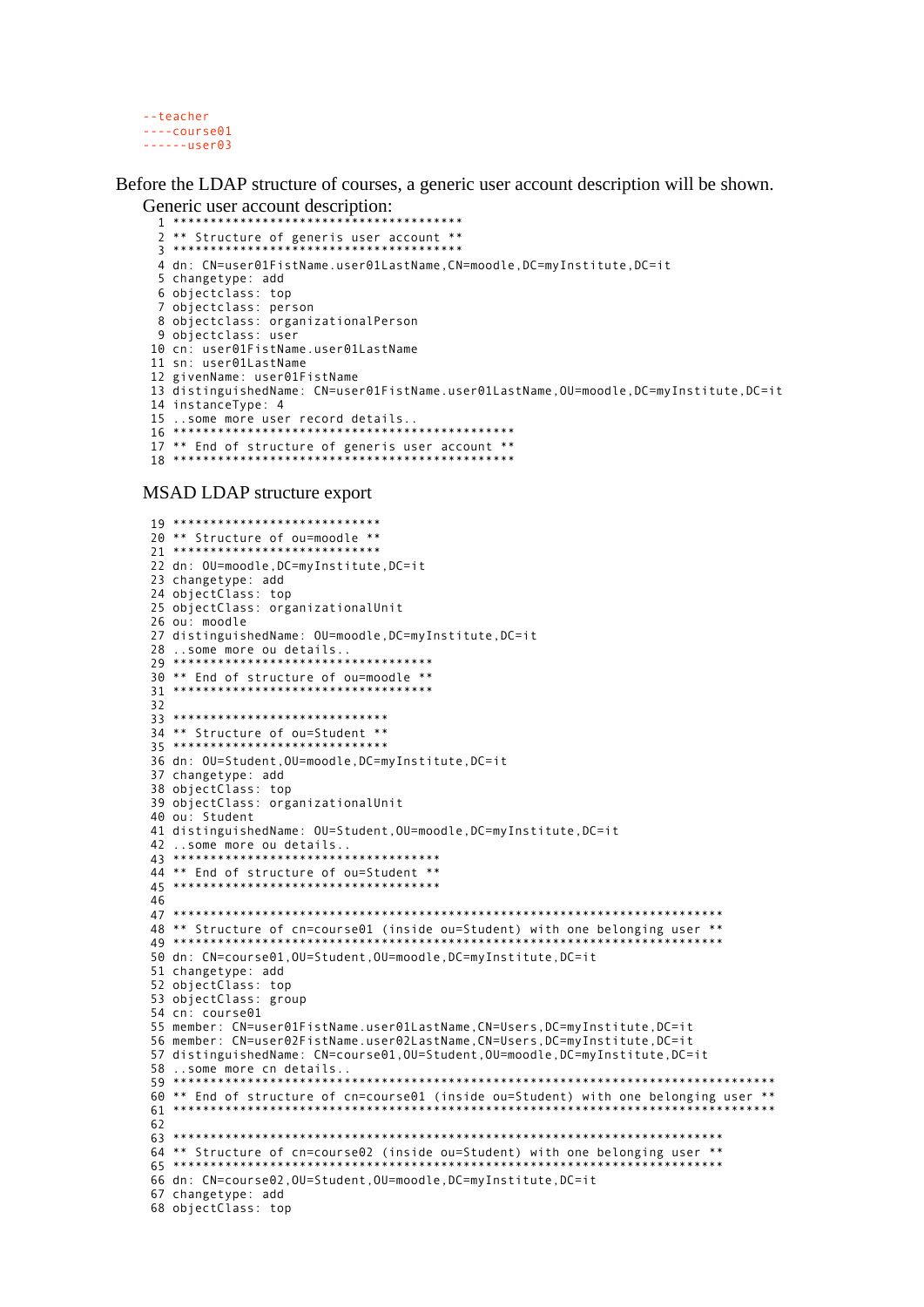```
--teacher
----course01
------user03
```

Before the LDAP structure of courses, a generic user account description will be shown.

Generic user account description:

```
 1 ***************************************
 2 ** Structure of generis user account **
 3 ***************************************
 4 dn: CN=user01FistName.user01LastName,CN=moodle,DC=myInstitute,DC=it
 5 changetype: add
 6 objectclass: top
 7 objectclass: person
 8 objectclass: organizationalPerson
 9 objectclass: user
10 cn: user01FistName.user01LastName
11 sn: user01LastName
12 givenName: user01FistName
13 distinguishedName: CN=user01FistName.user01LastName,OU=moodle,DC=myInstitute,DC=it
14 instanceType: 4
15 ..some more user record details..
16 **********************************************
17 ** End of structure of generis user account **
18 **********************************************
```

MSAD LDAP structure export

```
19 ***************************
20 ** Structure of ou=moodle **
21 ***************************
22 dn: OU=moodle,DC=myInstitute,DC=it
23 changetype: add
24 objectClass: top
25 objectClass: organizationalUnit
26 ou: moodle
27 distinguishedName: OU=moodle,DC=myInstitute,DC=it
28 ..some more ou details..
29 **********************************
30 ** End of structure of ou=moodle **
31 **********************************
32
33 ****************************
34 ** Structure of ou=Student **
35 ****************************
36 dn: OU=Student,OU=moodle,DC=myInstitute,DC=it
37 changetype: add
38 objectClass: top
39 objectClass: organizationalUnit
40 ou: Student
41 distinguishedName: OU=Student,OU=moodle,DC=myInstitute,DC=it
42 ..some more ou details..
43 ***********************************
44 ** End of structure of ou=Student **
45 ***********************************
46
47 ************************************************************************
48 ** Structure of cn=course01 (inside ou=Student) with one belonging user **
49 ************************************************************************
50 dn: CN=course01,OU=Student,OU=moodle,DC=myInstitute,DC=it
51 changetype: add
52 objectClass: top
53 objectClass: group
54 cn: course01
55 member: CN=user01FistName.user01LastName,CN=Users,DC=myInstitute,DC=it
56 member: CN=user02FistName.user02LastName,CN=Users,DC=myInstitute,DC=it
57 distinguishedName: CN=course01,OU=Student,OU=moodle,DC=myInstitute,DC=it
58 ..some more cn details..
59 *******************************************************************************
60 ** End of structure of cn=course01 (inside ou=Student) with one belonging user **
61 *******************************************************************************
62
63 ************************************************************************
64 ** Structure of cn=course02 (inside ou=Student) with one belonging user **
65 ************************************************************************
66 dn: CN=course02,OU=Student,OU=moodle,DC=myInstitute,DC=it
67 changetype: add
68 objectClass: top
```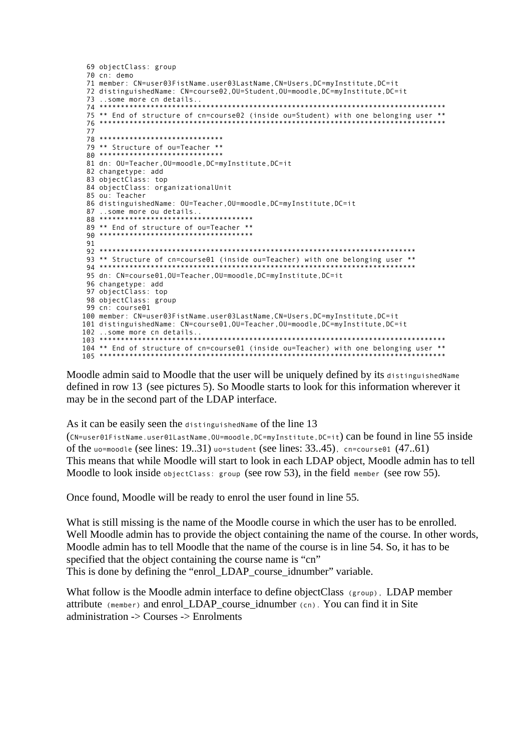```
 69 objectClass: group
 70 cn: demo
 71 member: CN=user03FistName.user03LastName,CN=Users,DC=myInstitute,DC=it
 72 distinguishedName: CN=course02,OU=Student,OU=moodle,DC=myInstitute,DC=it
 73 ..some more cn details..
 74 ********************************************************************************
 75 ** End of structure of cn=course02 (inside ou=Student) with one belonging user **
 76 ********************************************************************************
 77
 78 ****************************
 79 ** Structure of ou=Teacher **
 80 ****************************
 81 dn: OU=Teacher,OU=moodle,DC=myInstitute,DC=it
 82 changetype: add
 83 objectClass: top
 84 objectClass: organizationalUnit
 85 ou: Teacher
 86 distinguishedName: OU=Teacher,OU=moodle,DC=myInstitute,DC=it
 87 ..some more ou details..
 88 ***********************************
 89 ** End of structure of ou=Teacher **
 90 ***********************************
 91
 92 *************************************************************************
 93 ** Structure of cn=course01 (inside ou=Teacher) with one belonging user **
 94 *************************************************************************
 95 dn: CN=course01,OU=Teacher,OU=moodle,DC=myInstitute,DC=it
 96 changetype: add
 97 objectClass: top
 98 objectClass: group
 99 cn: course01
100 member: CN=user03FistName.user03LastName,CN=Users,DC=myInstitute,DC=it
101 distinguishedName: CN=course01,OU=Teacher,OU=moodle,DC=myInstitute,DC=it
102 ..some more cn details..
103 ********************************************************************************
104 ** End of structure of cn=course01 (inside ou=Teacher) with one belonging user **
105 ********************************************************************************
```

Moodle admin said to Moodle that the user will be uniquely defined by its `distinguishedName` defined in row 13 (see pictures 5). So Moodle starts to look for this information wherever it may be in the second part of the LDAP interface.

As it can be easily seen the `distinguishedName` of the line 13 (`CN=user01FistName.user01LastName,OU=moodle,DC=myInstitute,DC=it`) can be found in line 55 inside of the `uo=moodle` (see lines: 19..31) `uo=student` (see lines: 33..45), `cn=course01` (47..61)
This means that while Moodle will start to look in each LDAP object, Moodle admin has to tell Moodle to look inside `objectClass: group` (see row 53), in the field `member` (see row 55).

Once found, Moodle will be ready to enrol the user found in line 55.

What is still missing is the name of the Moodle course in which the user has to be enrolled. Well Moodle admin has to provide the object containing the name of the course. In other words, Moodle admin has to tell Moodle that the name of the course is in line 54. So, it has to be specified that the object containing the course name is "cn"
This is done by defining the "enrol_LDAP_course_idnumber" variable.

What follow is the Moodle admin interface to define objectClass (`group`), LDAP member attribute (`member`) and enrol_LDAP_course_idnumber (`cn`). You can find it in Site administration -> Courses -> Enrolments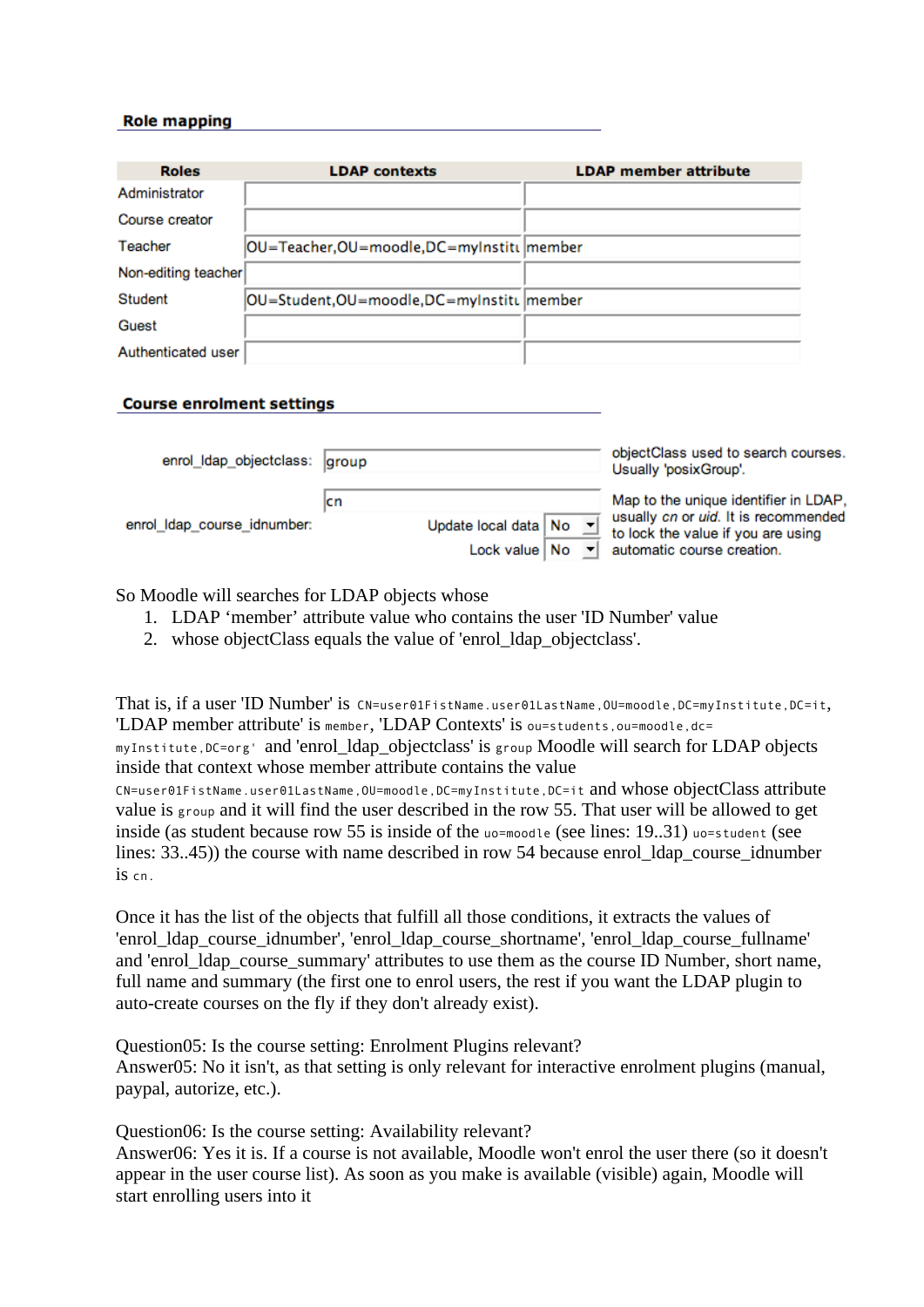### Role mapping

| Roles | LDAP contexts | LDAP member attribute |
|---|---|---|
| Administrator | | |
| Course creator | | |
| Teacher | OU=Teacher,OU=moodle,DC=myInstitu | member |
| Non-editing teacher | | |
| Student | OU=Student,OU=moodle,DC=myInstitu | member |
| Guest | | |
| Authenticated user | | |

### Course enrolment settings

| Setting | Value | Description |
|---|---|---|
| enrol_ldap_objectclass: | group | objectClass used to search courses. Usually 'posixGroup'. |
| enrol_ldap_course_idnumber: | cn<br>Update local data: No<br>Lock value: No | Map to the unique identifier in LDAP, usually *cn* or *uid*. It is recommended to lock the value if you are using automatic course creation. |

So Moodle will searches for LDAP objects whose

1. LDAP 'member' attribute value who contains the user 'ID Number' value
2. whose objectClass equals the value of 'enrol_ldap_objectclass'.

That is, if a user 'ID Number' is `CN=user01FistName.user01LastName,OU=moodle,DC=myInstitute,DC=it`, 'LDAP member attribute' is `member`, 'LDAP Contexts' is `ou=students,ou=moodle,dc=myInstitute,DC=org'` and 'enrol_ldap_objectclass' is `group` Moodle will search for LDAP objects inside that context whose member attribute contains the value `CN=user01FistName.user01LastName,OU=moodle,DC=myInstitute,DC=it` and whose objectClass attribute value is `group` and it will find the user described in the row 55. That user will be allowed to get inside (as student because row 55 is inside of the `uo=moodle` (see lines: 19..31) `uo=student` (see lines: 33..45)) the course with name described in row 54 because enrol_ldap_course_idnumber is `cn`.

Once it has the list of the objects that fulfill all those conditions, it extracts the values of 'enrol_ldap_course_idnumber', 'enrol_ldap_course_shortname', 'enrol_ldap_course_fullname' and 'enrol_ldap_course_summary' attributes to use them as the course ID Number, short name, full name and summary (the first one to enrol users, the rest if you want the LDAP plugin to auto-create courses on the fly if they don't already exist).

Question05: Is the course setting: Enrolment Plugins relevant?
Answer05: No it isn't, as that setting is only relevant for interactive enrolment plugins (manual, paypal, autorize, etc.).

Question06: Is the course setting: Availability relevant?
Answer06: Yes it is. If a course is not available, Moodle won't enrol the user there (so it doesn't appear in the user course list). As soon as you make is available (visible) again, Moodle will start enrolling users into it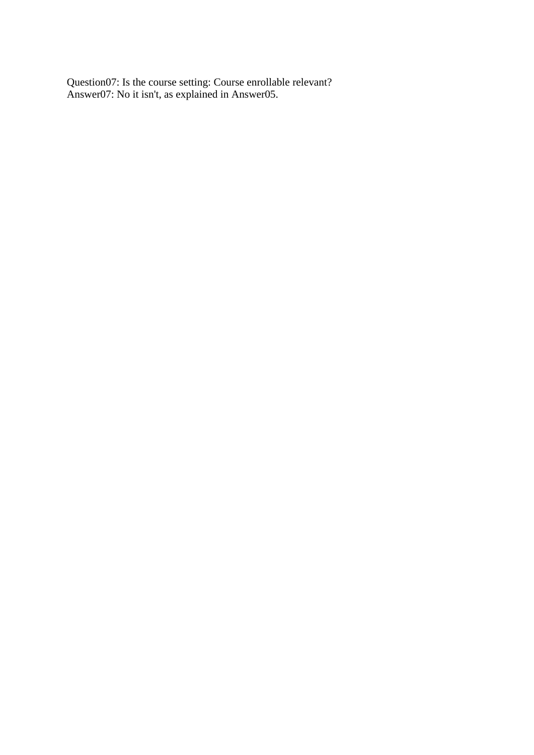Question07: Is the course setting: Course enrollable relevant?
Answer07: No it isn't, as explained in Answer05.